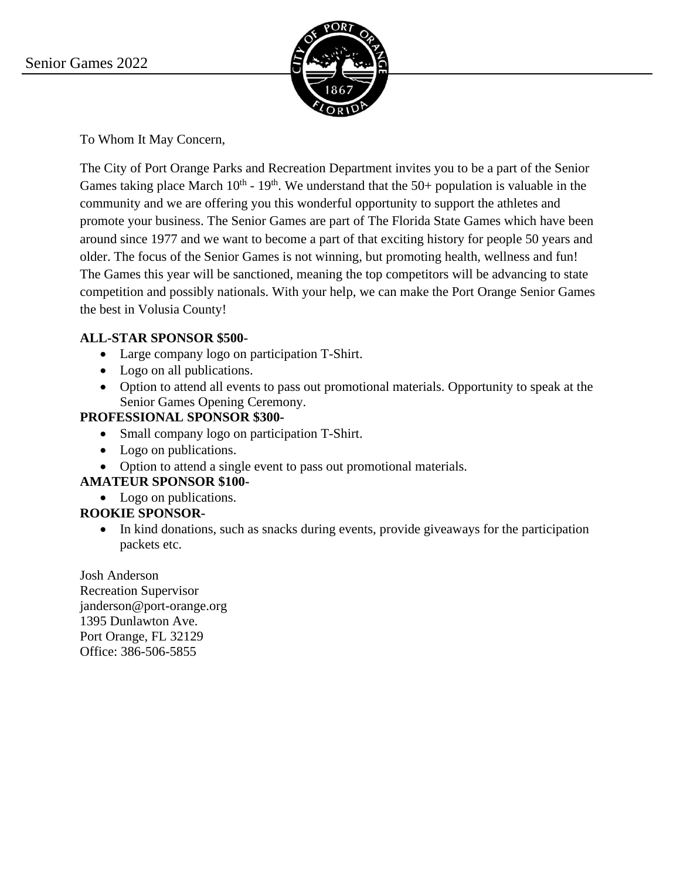Senior Games 2022

To Whom It May Concern,

The City of Port Orange Parks and Recreation Department invites you to be a part of the Senior Games taking place March 10th - 19th. We understand that the 50+ population is valuable in the community and we are offering you this wonderful opportunity to support the athletes and promote your business. The Senior Games are part of The Florida State Games which have been around since 1977 and we want to become a part of that exciting history for people 50 years and older. The focus of the Senior Games is not winning, but promoting health, wellness and fun! The Games this year will be sanctioned, meaning the top competitors will be advancing to state competition and possibly nationals. With your help, we can make the Port Orange Senior Games the best in Volusia County!

**ALL-STAR SPONSOR $500-**

- Large company logo on participation T-Shirt.
- Logo on all publications.
- Option to attend all events to pass out promotional materials. Opportunity to speak at the Senior Games Opening Ceremony.

**PROFESSIONAL SPONSOR $300-**

- Small company logo on participation T-Shirt.
- Logo on publications.
- Option to attend a single event to pass out promotional materials.

**AMATEUR SPONSOR $100-**

- Logo on publications.

**ROOKIE SPONSOR-**

- In kind donations, such as snacks during events, provide giveaways for the participation packets etc.

Josh Anderson
Recreation Supervisor
janderson@port-orange.org
1395 Dunlawton Ave.
Port Orange, FL 32129
Office: 386-506-5855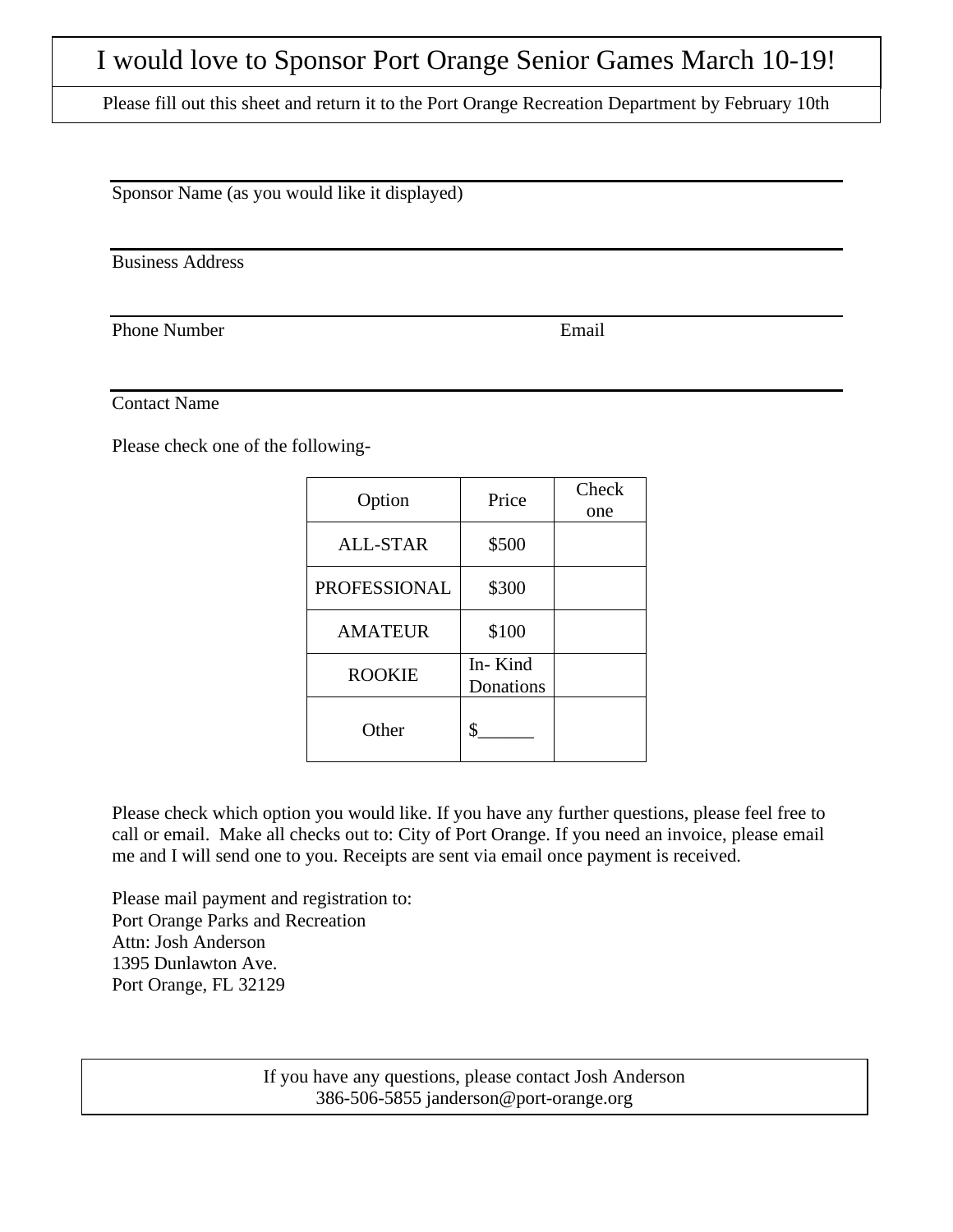# I would love to Sponsor Port Orange Senior Games March 10-19!

Please fill out this sheet and return it to the Port Orange Recreation Department by February 10th

Sponsor Name (as you would like it displayed)

Business Address

Phone Number Email

Contact Name

Please check one of the following-

| Option | Price | Check one |
| --- | --- | --- |
| ALL-STAR | $500 | |
| PROFESSIONAL | $300 | |
| AMATEUR | $100 | |
| ROOKIE | In- Kind Donations | |
| Other | $______ | |

Please check which option you would like. If you have any further questions, please feel free to call or email. Make all checks out to: City of Port Orange. If you need an invoice, please email me and I will send one to you. Receipts are sent via email once payment is received.

Please mail payment and registration to:
Port Orange Parks and Recreation
Attn: Josh Anderson
1395 Dunlawton Ave.
Port Orange, FL 32129

If you have any questions, please contact Josh Anderson
386-506-5855 janderson@port-orange.org